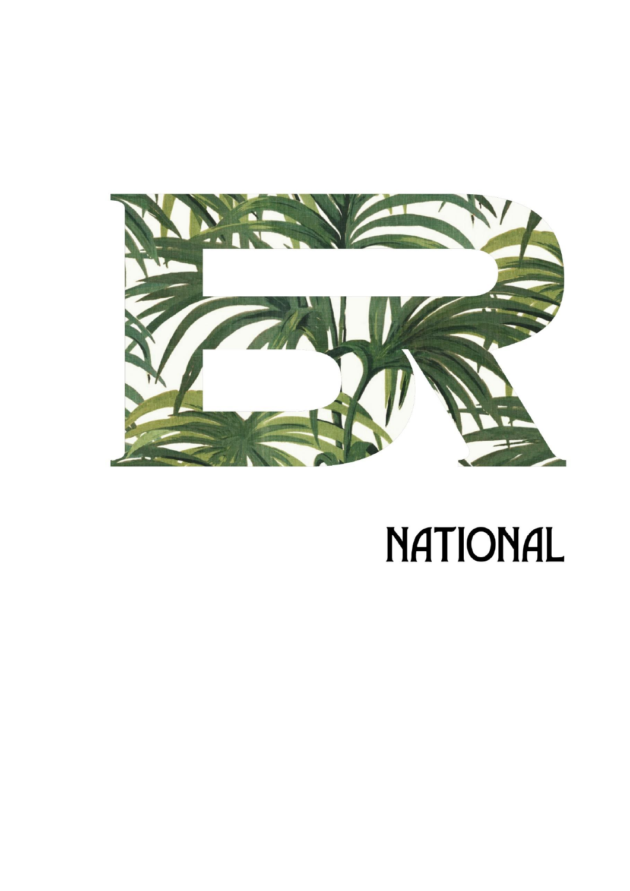NATIONAL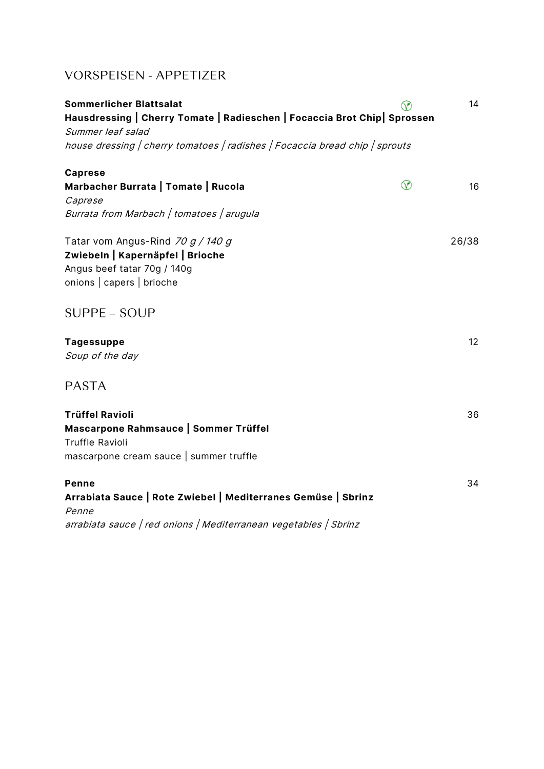## VORSPEISEN - APPETIZER

**Sommerlicher Blattsalat** Ⓥ 14
**Hausdressing | Cherry Tomate | Radieschen | Focaccia Brot Chip| Sprossen**
*Summer leaf salad*
*house dressing | cherry tomatoes | radishes | Focaccia bread chip | sprouts*

**Caprese**
**Marbacher Burrata | Tomate | Rucola** Ⓥ 16
*Caprese*
*Burrata from Marbach | tomatoes | arugula*

Tatar vom Angus-Rind *70 g / 140 g* 26/38
**Zwiebeln | Kapernäpfel | Brioche**
Angus beef tatar 70g / 140g
onions | capers | brioche

## SUPPE – SOUP

**Tagessuppe** 12
*Soup of the day*

## PASTA

**Trüffel Ravioli** 36
**Mascarpone Rahmsauce | Sommer Trüffel**
Truffle Ravioli
mascarpone cream sauce | summer truffle

**Penne** 34
**Arrabiata Sauce | Rote Zwiebel | Mediterranes Gemüse | Sbrinz**
*Penne*
*arrabiata sauce | red onions | Mediterranean vegetables | Sbrinz*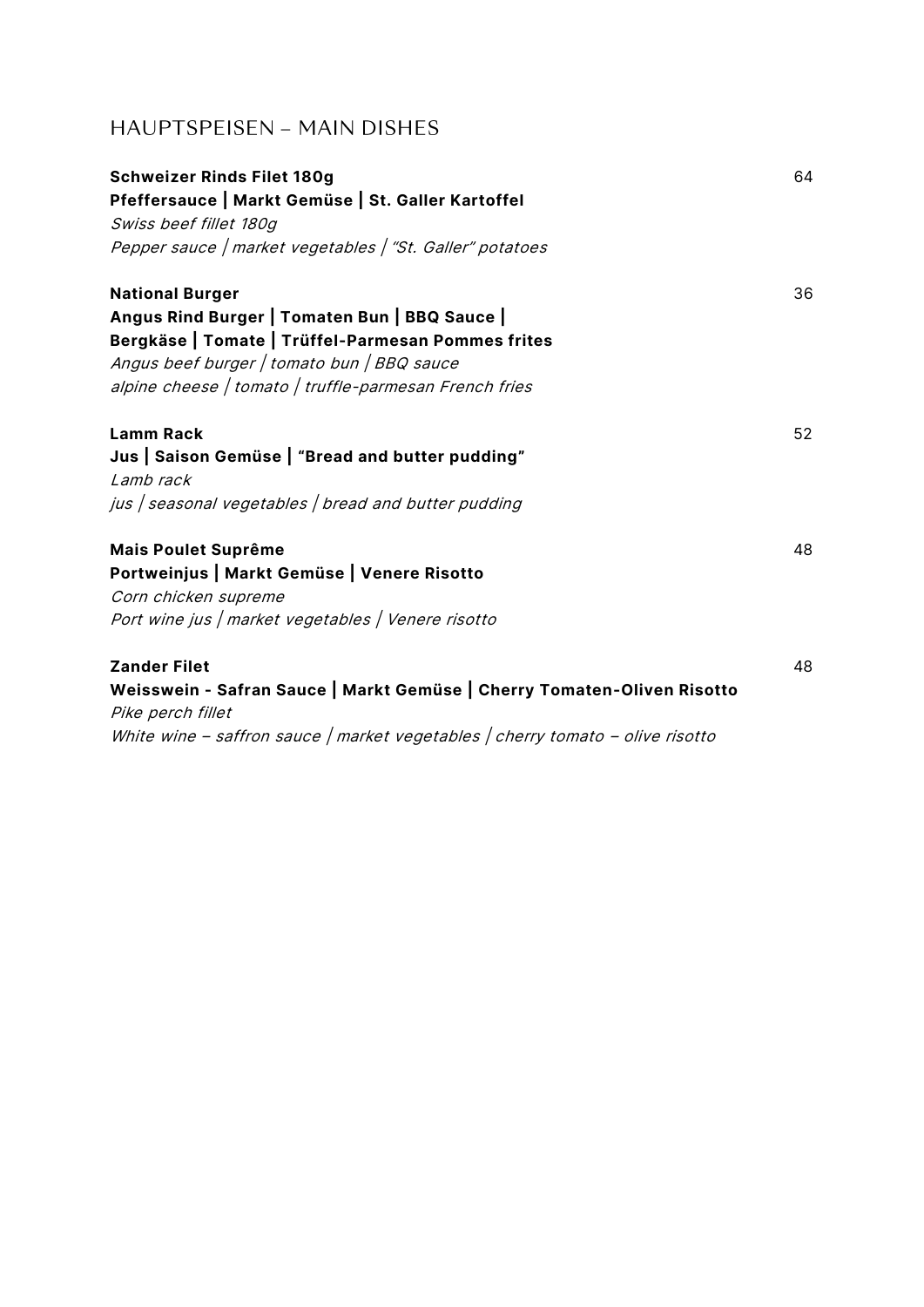## HAUPTSPEISEN – MAIN DISHES

**Schweizer Rinds Filet 180g** 64
**Pfeffersauce | Markt Gemüse | St. Galler Kartoffel**
*Swiss beef fillet 180g*
*Pepper sauce | market vegetables | "St. Galler" potatoes*

**National Burger** 36
**Angus Rind Burger | Tomaten Bun | BBQ Sauce |**
**Bergkäse | Tomate | Trüffel-Parmesan Pommes frites**
*Angus beef burger | tomato bun | BBQ sauce*
*alpine cheese | tomato | truffle-parmesan French fries*

**Lamm Rack** 52
**Jus | Saison Gemüse | "Bread and butter pudding"**
*Lamb rack*
*jus | seasonal vegetables | bread and butter pudding*

**Mais Poulet Suprême** 48
**Portweinjus | Markt Gemüse | Venere Risotto**
*Corn chicken supreme*
*Port wine jus | market vegetables | Venere risotto*

**Zander Filet** 48
**Weisswein - Safran Sauce | Markt Gemüse | Cherry Tomaten-Oliven Risotto**
*Pike perch fillet*
*White wine – saffron sauce | market vegetables | cherry tomato – olive risotto*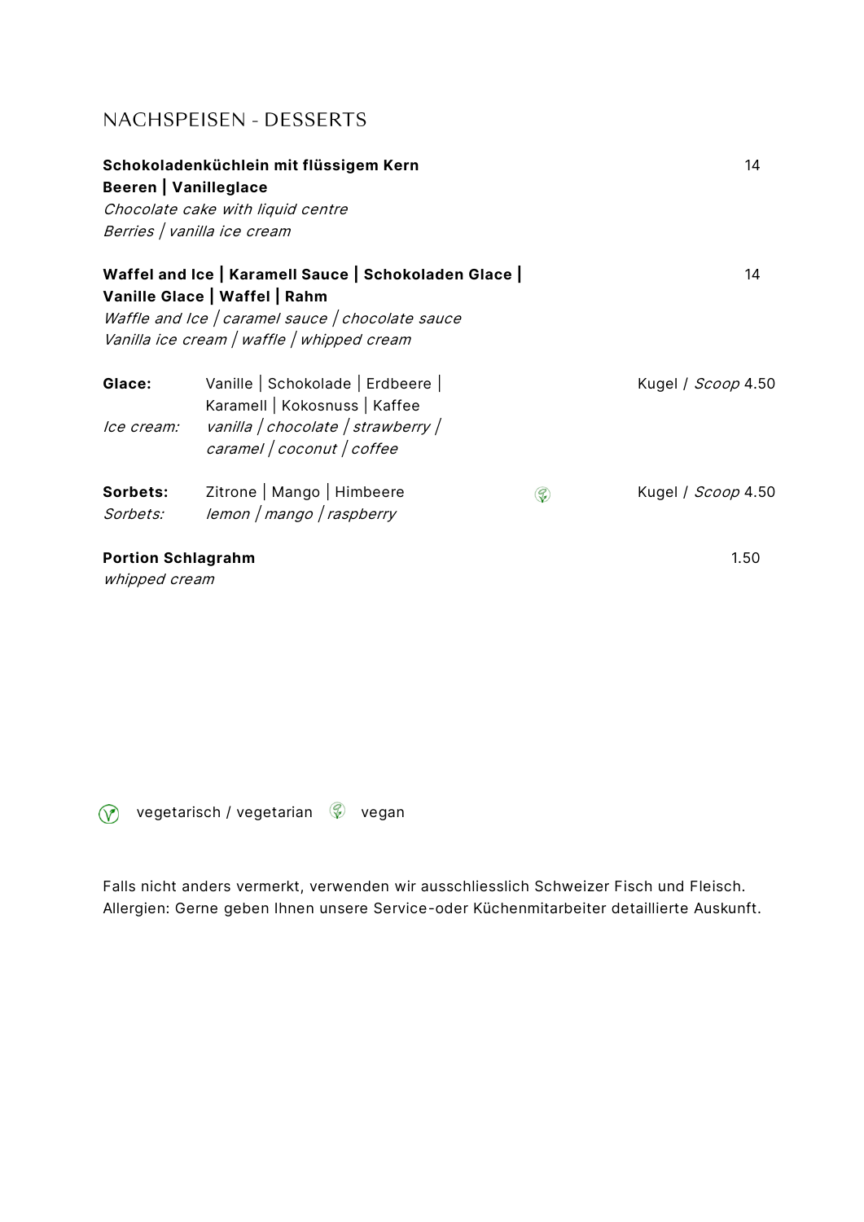## NACHSPEISEN - DESSERTS

**Schokoladenküchlein mit flüssigem Kern**
**Beeren | Vanilleglace** — 14
*Chocolate cake with liquid centre*
*Berries / vanilla ice cream*

**Waffel and Ice | Karamell Sauce | Schokoladen Glace |**
**Vanille Glace | Waffel | Rahm** — 14
*Waffle and Ice / caramel sauce / chocolate sauce*
*Vanilla ice cream / waffle / whipped cream*

| | | | |
|---|---|---|---|
| **Glace:** | Vanille \| Schokolade \| Erdbeere \| Karamell \| Kokosnuss \| Kaffee | | Kugel / *Scoop* 4.50 |
| *Ice cream:* | *vanilla / chocolate / strawberry / caramel / coconut / coffee* | | |
| **Sorbets:** | Zitrone \| Mango \| Himbeere | vegan | Kugel / *Scoop* 4.50 |
| *Sorbets:* | *lemon / mango / raspberry* | | |

**Portion Schlagrahm** — 1.50
*whipped cream*

vegetarisch / vegetarian   vegan

Falls nicht anders vermerkt, verwenden wir ausschliesslich Schweizer Fisch und Fleisch.
Allergien: Gerne geben Ihnen unsere Service-oder Küchenmitarbeiter detaillierte Auskunft.